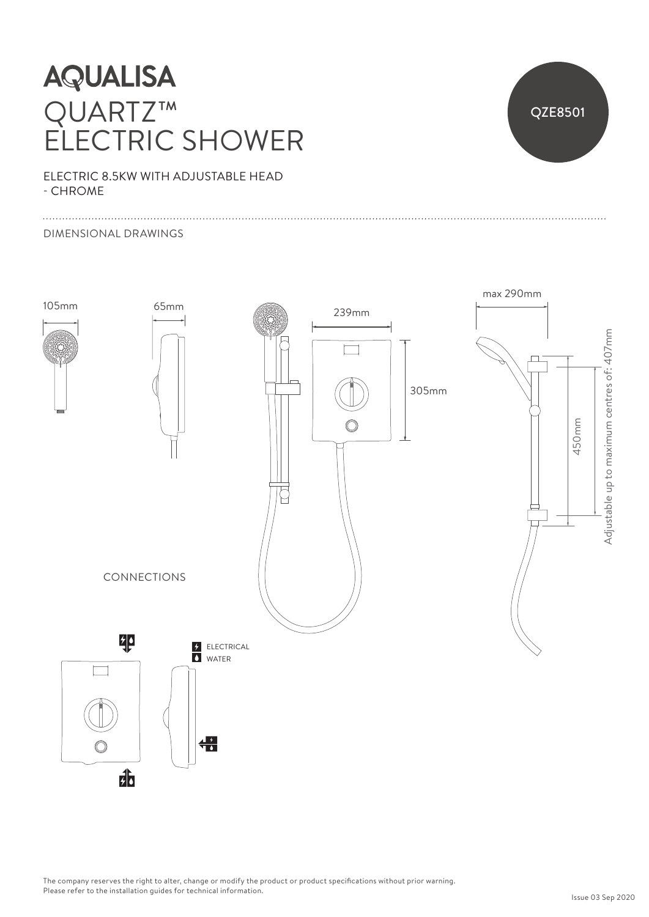# AQUALISA

# QUARTZ™ ELECTRIC SHOWER

QZE8501

ELECTRIC 8.5KW WITH ADJUSTABLE HEAD
- CHROME

DIMENSIONAL DRAWINGS

105mm

65mm

239mm

305mm

max 290mm

450mm

Adjustable up to maximum centres of: 407mm

CONNECTIONS

ELECTRICAL

WATER

The company reserves the right to alter, change or modify the product or product specifications without prior warning.
Please refer to the installation guides for technical information.

Issue 03 Sep 2020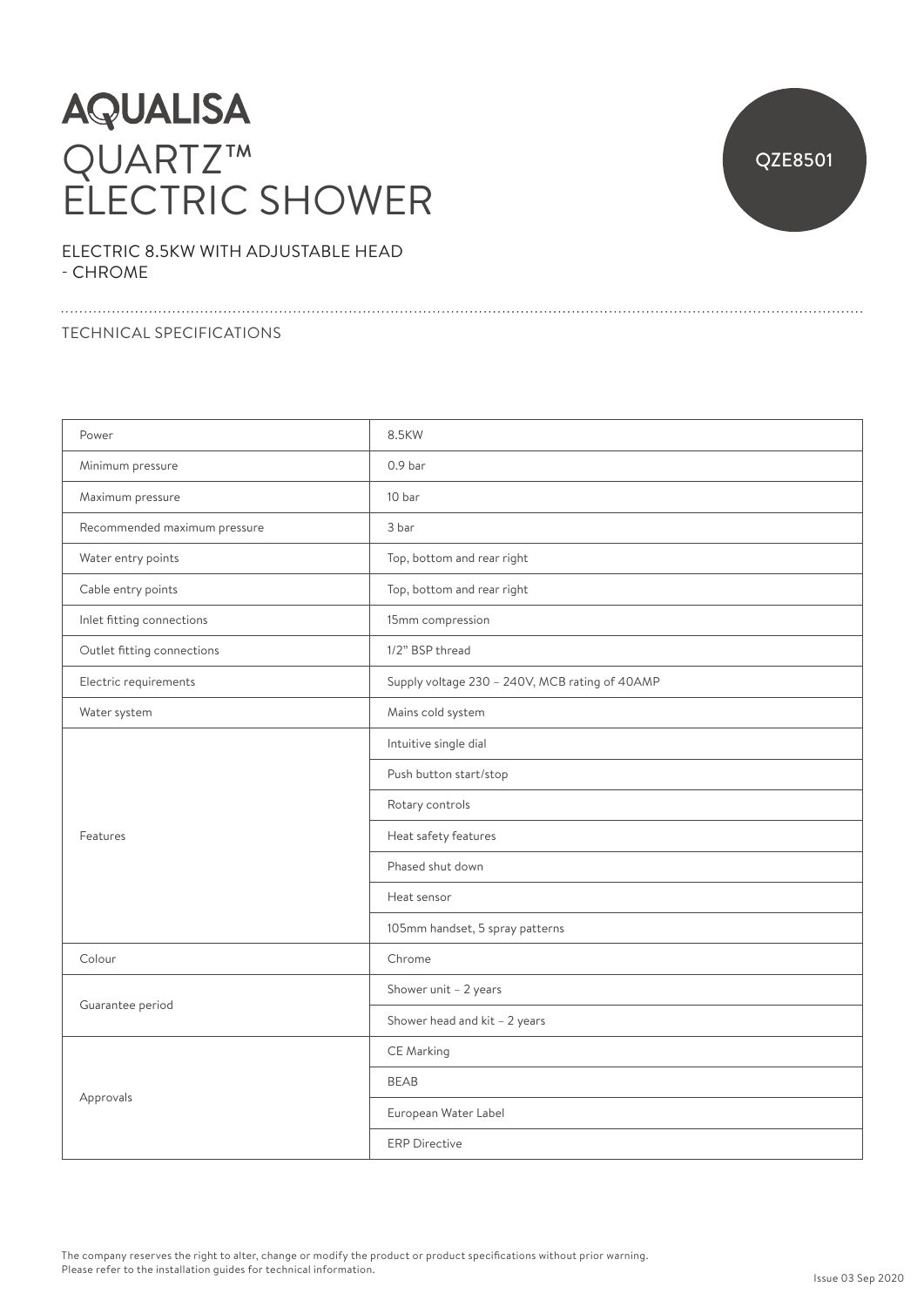# AQUALISA

# QUARTZ™ ELECTRIC SHOWER

QZE8501

ELECTRIC 8.5KW WITH ADJUSTABLE HEAD - CHROME

## TECHNICAL SPECIFICATIONS

| | |
|---|---|
| Power | 8.5KW |
| Minimum pressure | 0.9 bar |
| Maximum pressure | 10 bar |
| Recommended maximum pressure | 3 bar |
| Water entry points | Top, bottom and rear right |
| Cable entry points | Top, bottom and rear right |
| Inlet fitting connections | 15mm compression |
| Outlet fitting connections | 1/2" BSP thread |
| Electric requirements | Supply voltage 230 – 240V, MCB rating of 40AMP |
| Water system | Mains cold system |
| Features | Intuitive single dial |
| | Push button start/stop |
| | Rotary controls |
| | Heat safety features |
| | Phased shut down |
| | Heat sensor |
| | 105mm handset, 5 spray patterns |
| Colour | Chrome |
| Guarantee period | Shower unit – 2 years |
| | Shower head and kit – 2 years |
| Approvals | CE Marking |
| | BEAB |
| | European Water Label |
| | ERP Directive |

The company reserves the right to alter, change or modify the product or product specifications without prior warning.
Please refer to the installation guides for technical information.

Issue 03 Sep 2020